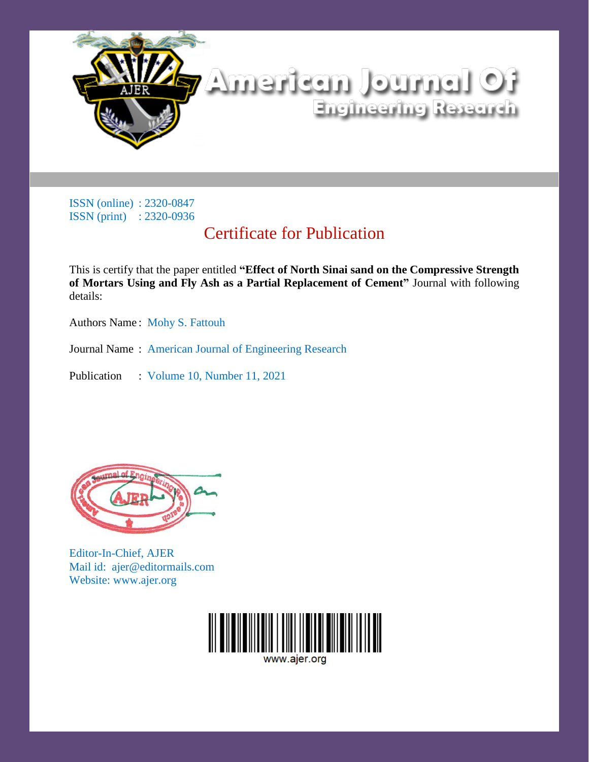# American Journal Of Engineering Research

ISSN (online) : 2320-0847
ISSN (print) : 2320-0936

## Certificate for Publication

This is certify that the paper entitled **"Effect of North Sinai sand on the Compressive Strength of Mortars Using and Fly Ash as a Partial Replacement of Cement"** Journal with following details:

Authors Name : Mohy S. Fattouh

Journal Name : American Journal of Engineering Research

Publication : Volume 10, Number 11, 2021

Editor-In-Chief, AJER
Mail id: ajer@editormails.com
Website: www.ajer.org

www.ajer.org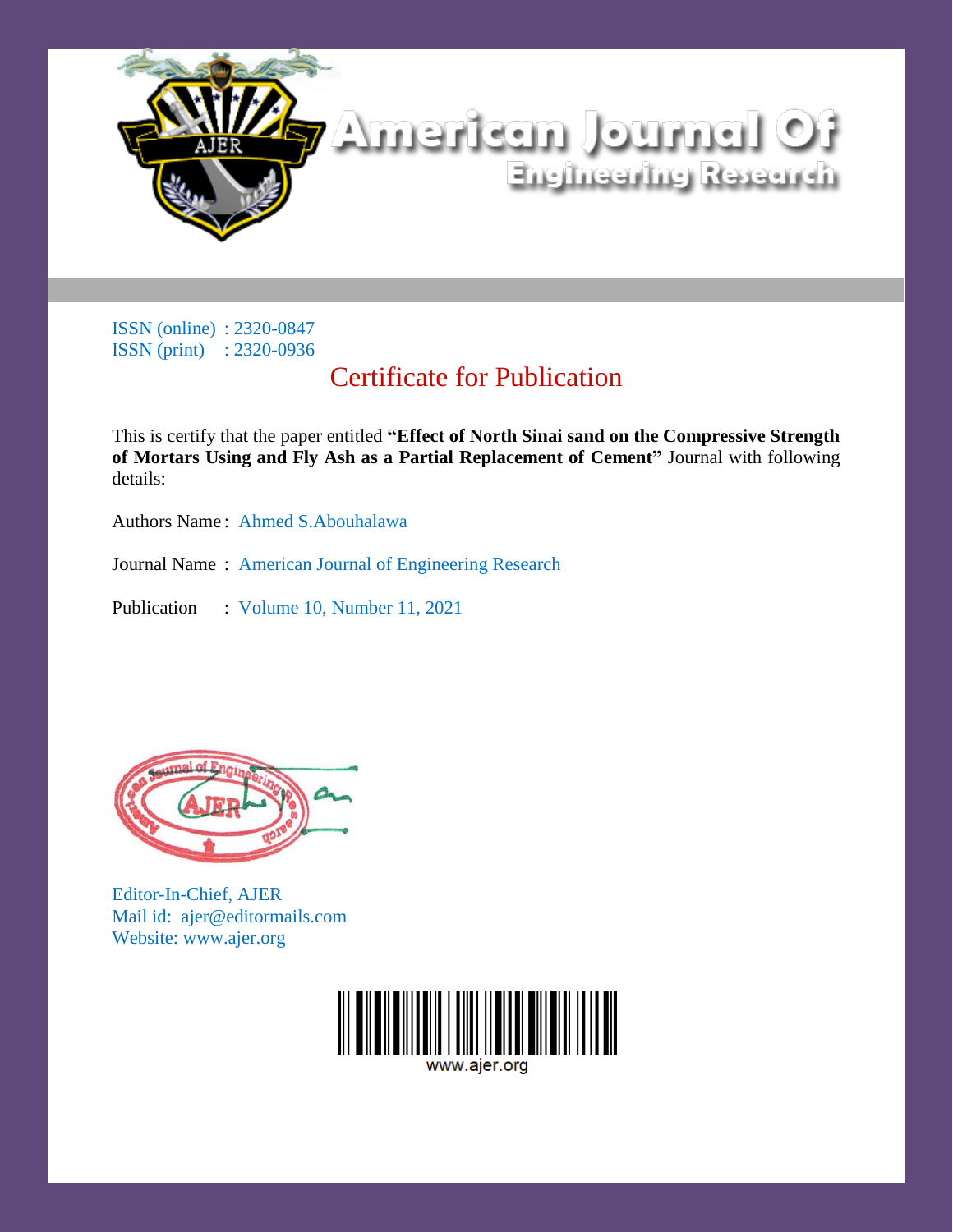# American Journal Of Engineering Research

ISSN (online) : 2320-0847
ISSN (print) : 2320-0936

## Certificate for Publication

This is certify that the paper entitled **"Effect of North Sinai sand on the Compressive Strength of Mortars Using and Fly Ash as a Partial Replacement of Cement"** Journal with following details:

Authors Name : Ahmed S.Abouhalawa

Journal Name : American Journal of Engineering Research

Publication : Volume 10, Number 11, 2021

Editor-In-Chief, AJER
Mail id: ajer@editormails.com
Website: www.ajer.org

www.ajer.org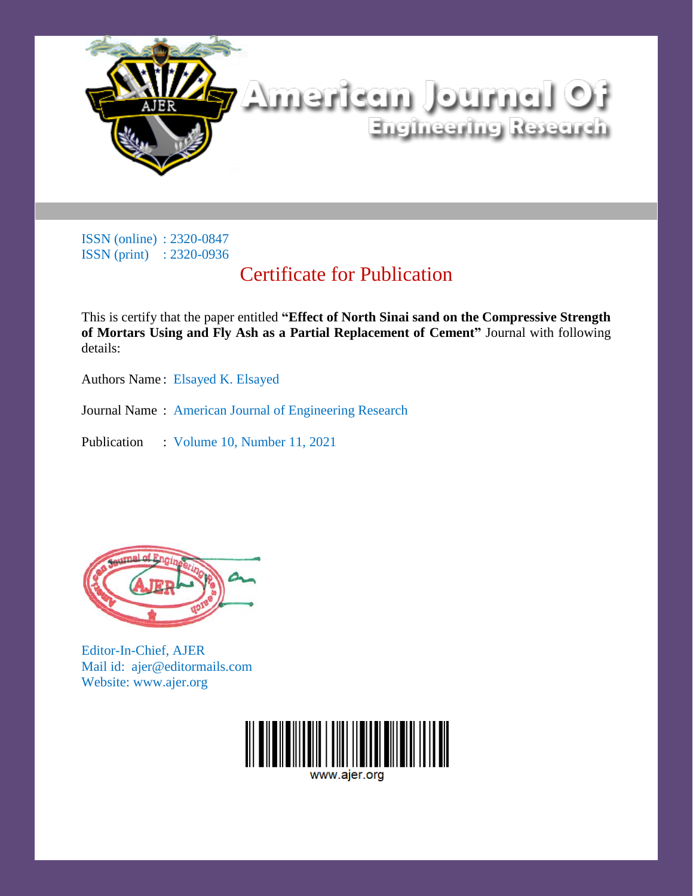# American Journal Of Engineering Research

ISSN (online) : 2320-0847
ISSN (print) : 2320-0936

## Certificate for Publication

This is certify that the paper entitled **"Effect of North Sinai sand on the Compressive Strength of Mortars Using and Fly Ash as a Partial Replacement of Cement"** Journal with following details:

Authors Name : Elsayed K. Elsayed

Journal Name : American Journal of Engineering Research

Publication : Volume 10, Number 11, 2021

Editor-In-Chief, AJER
Mail id: ajer@editormails.com
Website: www.ajer.org

www.ajer.org